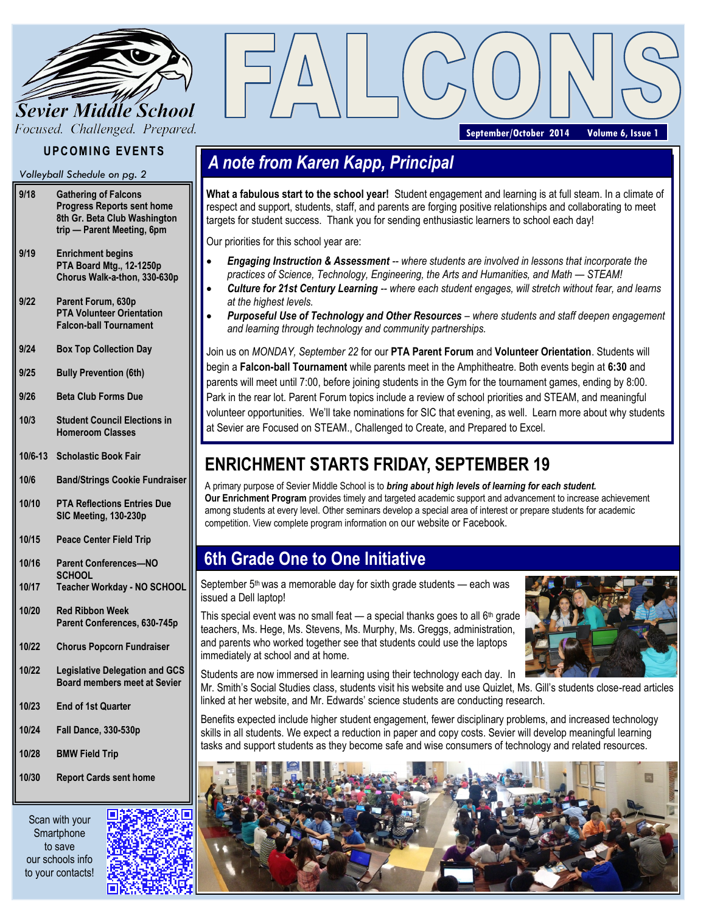# FALCONS

**Sevier Middle School**

*Focused. Challenged. Prepared.*

September/October 2014 Volume 6, Issue 1

## UPCOMING EVENTS

*Volleyball Schedule on pg. 2*

| Date | Event |
| --- | --- |
| 9/18 | **Gathering of Falcons**<br>**Progress Reports sent home**<br>**8th Gr. Beta Club Washington trip — Parent Meeting, 6pm** |
| 9/19 | **Enrichment begins**<br>**PTA Board Mtg., 12-1250p**<br>**Chorus Walk-a-thon, 330-630p** |
| 9/22 | **Parent Forum, 630p**<br>**PTA Volunteer Orientation**<br>**Falcon-ball Tournament** |
| 9/24 | **Box Top Collection Day** |
| 9/25 | **Bully Prevention (6th)** |
| 9/26 | **Beta Club Forms Due** |
| 10/3 | **Student Council Elections in Homeroom Classes** |
| 10/6-13 | **Scholastic Book Fair** |
| 10/6 | **Band/Strings Cookie Fundraiser** |
| 10/10 | **PTA Reflections Entries Due**<br>**SIC Meeting, 130-230p** |
| 10/15 | **Peace Center Field Trip** |
| 10/16 | **Parent Conferences—NO SCHOOL** |
| 10/17 | **Teacher Workday - NO SCHOOL** |
| 10/20 | **Red Ribbon Week**<br>**Parent Conferences, 630-745p** |
| 10/22 | **Chorus Popcorn Fundraiser** |
| 10/22 | **Legislative Delegation and GCS Board members meet at Sevier** |
| 10/23 | **End of 1st Quarter** |
| 10/24 | **Fall Dance, 330-530p** |
| 10/28 | **BMW Field Trip** |
| 10/30 | **Report Cards sent home** |

Scan with your Smartphone to save our schools info to your contacts!

## *A note from Karen Kapp, Principal*

**What a fabulous start to the school year!** Student engagement and learning is at full steam. In a climate of respect and support, students, staff, and parents are forging positive relationships and collaborating to meet targets for student success. Thank you for sending enthusiastic learners to school each day!

Our priorities for this school year are:

- ***Engaging Instruction & Assessment*** *-- where students are involved in lessons that incorporate the practices of Science, Technology, Engineering, the Arts and Humanities, and Math — STEAM!*
- ***Culture for 21st Century Learning*** *-- where each student engages, will stretch without fear, and learns at the highest levels.*
- ***Purposeful Use of Technology and Other Resources*** *– where students and staff deepen engagement and learning through technology and community partnerships.*

Join us on *MONDAY, September 22* for our **PTA Parent Forum** and **Volunteer Orientation**. Students will begin a **Falcon-ball Tournament** while parents meet in the Amphitheatre. Both events begin at **6:30** and parents will meet until 7:00, before joining students in the Gym for the tournament games, ending by 8:00. Park in the rear lot. Parent Forum topics include a review of school priorities and STEAM, and meaningful volunteer opportunities. We'll take nominations for SIC that evening, as well. Learn more about why students at Sevier are Focused on STEAM., Challenged to Create, and Prepared to Excel.

## ENRICHMENT STARTS FRIDAY, SEPTEMBER 19

A primary purpose of Sevier Middle School is to ***bring about high levels of learning for each student.*** **Our Enrichment Program** provides timely and targeted academic support and advancement to increase achievement among students at every level. Other seminars develop a special area of interest or prepare students for academic competition. View complete program information on our website or Facebook.

## 6th Grade One to One Initiative

September 5th was a memorable day for sixth grade students — each was issued a Dell laptop!

This special event was no small feat — a special thanks goes to all 6th grade teachers, Ms. Hege, Ms. Stevens, Ms. Murphy, Ms. Greggs, administration, and parents who worked together see that students could use the laptops immediately at school and at home.

Students are now immersed in learning using their technology each day. In Mr. Smith's Social Studies class, students visit his website and use Quizlet, Ms. Gill's students close-read articles linked at her website, and Mr. Edwards' science students are conducting research.

Benefits expected include higher student engagement, fewer disciplinary problems, and increased technology skills in all students. We expect a reduction in paper and copy costs. Sevier will develop meaningful learning tasks and support students as they become safe and wise consumers of technology and related resources.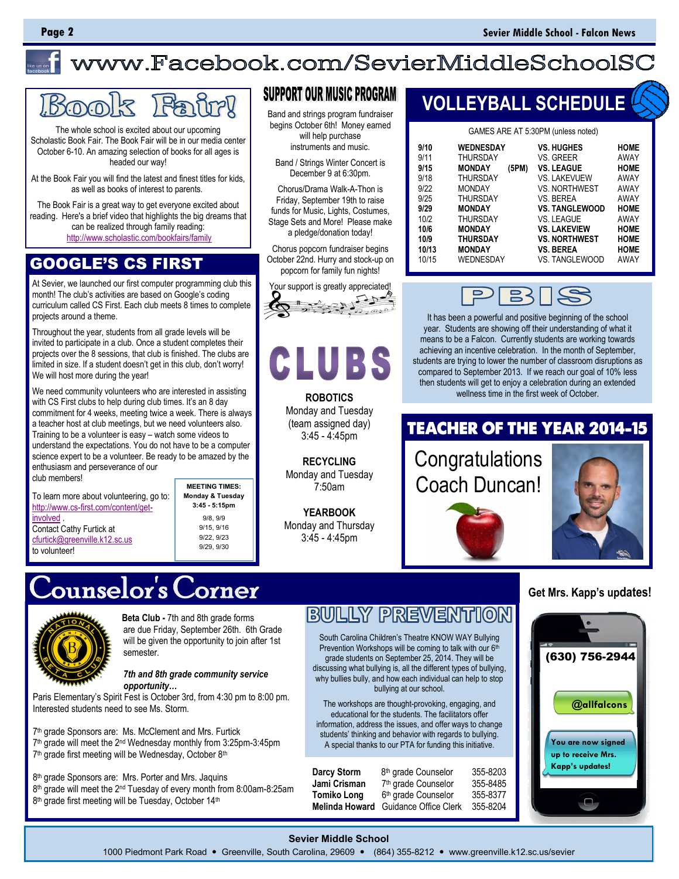www.Facebook.com/SevierMiddleSchoolSC

# Book Fair!

The whole school is excited about our upcoming Scholastic Book Fair. The Book Fair will be in our media center October 6-10. An amazing selection of books for all ages is headed our way!

At the Book Fair you will find the latest and finest titles for kids, as well as books of interest to parents.

The Book Fair is a great way to get everyone excited about reading. Here's a brief video that highlights the big dreams that can be realized through family reading: http://www.scholastic.com/bookfairs/family

# GOOGLE'S CS FIRST

At Sevier, we launched our first computer programming club this month! The club's activities are based on Google's coding curriculum called CS First. Each club meets 8 times to complete projects around a theme.

Throughout the year, students from all grade levels will be invited to participate in a club. Once a student completes their projects over the 8 sessions, that club is finished. The clubs are limited in size. If a student doesn't get in this club, don't worry! We will host more during the year!

We need community volunteers who are interested in assisting with CS First clubs to help during club times. It's an 8 day commitment for 4 weeks, meeting twice a week. There is always a teacher host at club meetings, but we need volunteers also. Training to be a volunteer is easy – watch some videos to understand the expectations. You do not have to be a computer science expert to be a volunteer. Be ready to be amazed by the enthusiasm and perseverance of our club members!

To learn more about volunteering, go to: http://www.cs-first.com/content/get-involved . Contact Cathy Furtick at cfurtick@greenville.k12.sc.us to volunteer!

**MEETING TIMES:**
**Monday & Tuesday**
**3:45 - 5:15pm**

9/8, 9/9
9/15, 9/16
9/22, 9/23
9/29, 9/30

# SUPPORT OUR MUSIC PROGRAM

Band and strings program fundraiser begins October 6th! Money earned will help purchase instruments and music.

Band / Strings Winter Concert is December 9 at 6:30pm.

Chorus/Drama Walk-A-Thon is Friday, September 19th to raise funds for Music, Lights, Costumes, Stage Sets and More! Please make a pledge/donation today!

Chorus popcorn fundraiser begins October 22nd. Hurry and stock-up on popcorn for family fun nights!

Your support is greatly appreciated!

# CLUBS

**ROBOTICS**
Monday and Tuesday
(team assigned day)
3:45 - 4:45pm

**RECYCLING**
Monday and Tuesday
7:50am

**YEARBOOK**
Monday and Thursday
3:45 - 4:45pm

# VOLLEYBALL SCHEDULE

GAMES ARE AT 5:30PM (unless noted)

| | | | |
|---|---|---|---|
| **9/10** | **WEDNESDAY** | **VS. HUGHES** | **HOME** |
| 9/11 | THURSDAY | VS. GREER | AWAY |
| **9/15** | **MONDAY (5PM)** | **VS. LEAGUE** | **HOME** |
| 9/18 | THURSDAY | VS. LAKEVUEW | AWAY |
| 9/22 | MONDAY | VS. NORTHWEST | AWAY |
| 9/25 | THURSDAY | VS. BEREA | AWAY |
| **9/29** | **MONDAY** | **VS. TANGLEWOOD** | **HOME** |
| 10/2 | THURSDAY | VS. LEAGUE | AWAY |
| **10/6** | **MONDAY** | **VS. LAKEVIEW** | **HOME** |
| **10/9** | **THURSDAY** | **VS. NORTHWEST** | **HOME** |
| **10/13** | **MONDAY** | **VS. BEREA** | **HOME** |
| 10/15 | WEDNESDAY | VS. TANGLEWOOD | AWAY |

# PBIS

It has been a powerful and positive beginning of the school year. Students are showing off their understanding of what it means to be a Falcon. Currently students are working towards achieving an incentive celebration. In the month of September, students are trying to lower the number of classroom disruptions as compared to September 2013. If we reach our goal of 10% less then students will get to enjoy a celebration during an extended wellness time in the first week of October.

# TEACHER OF THE YEAR 2014-15

Congratulations Coach Duncan!

# Counselor's Corner

**Beta Club -** 7th and 8th grade forms are due Friday, September 26th. 6th Grade will be given the opportunity to join after 1st semester.

***7th and 8th grade community service opportunity…***

Paris Elementary's Spirit Fest is October 3rd, from 4:30 pm to 8:00 pm. Interested students need to see Ms. Storm.

7th grade Sponsors are: Ms. McClement and Mrs. Furtick
7th grade will meet the 2nd Wednesday monthly from 3:25pm-3:45pm
7th grade first meeting will be Wednesday, October 8th

8th grade Sponsors are: Mrs. Porter and Mrs. Jaquins
8th grade will meet the 2nd Tuesday of every month from 8:00am-8:25am
8th grade first meeting will be Tuesday, October 14th

# BULLY PREVENTION

South Carolina Children's Theatre KNOW WAY Bullying Prevention Workshops will be coming to talk with our 6th grade students on September 25, 2014. They will be discussing what bullying is, all the different types of bullying, why bullies bully, and how each individual can help to stop bullying at our school.

The workshops are thought-provoking, engaging, and educational for the students. The facilitators offer information, address the issues, and offer ways to change students' thinking and behavior with regards to bullying. A special thanks to our PTA for funding this initiative.

| | | |
|---|---|---|
| **Darcy Storm** | 8th grade Counselor | 355-8203 |
| **Jami Crisman** | 7th grade Counselor | 355-8485 |
| **Tomiko Long** | 6th grade Counselor | 355-8377 |
| **Melinda Howard** | Guidance Office Clerk | 355-8204 |

**Get Mrs. Kapp's updates!**

(630) 756-2944

@allfalcons

You are now signed up to receive Mrs. Kapp's updates!

**Sevier Middle School**
1000 Piedmont Park Road • Greenville, South Carolina, 29609 • (864) 355-8212 • www.greenville.k12.sc.us/sevier